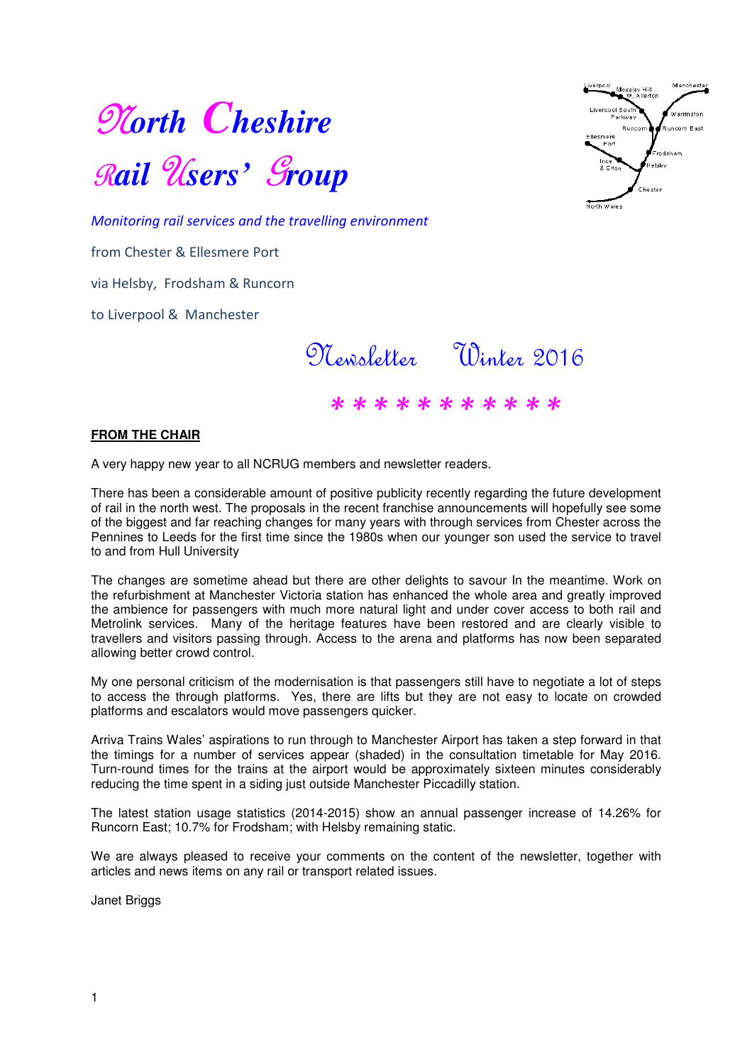# North Cheshire Rail Users' Group

*Monitoring rail services and the travelling environment*

from Chester & Ellesmere Port

via Helsby, Frodsham & Runcorn

to Liverpool & Manchester

Liverpool
Mossley Hill
W. Allerton
Manchester
Liverpool South Parkway
Warrington
Runcorn
Runcorn East
Ellesmere Port
Frodsham
Ince & Elton
Helsby
Chester
North Wales

## Newsletter Winter 2016

\* \* \* \* \* \* \* \* \* \* \*

**FROM THE CHAIR**

A very happy new year to all NCRUG members and newsletter readers.

There has been a considerable amount of positive publicity recently regarding the future development of rail in the north west. The proposals in the recent franchise announcements will hopefully see some of the biggest and far reaching changes for many years with through services from Chester across the Pennines to Leeds for the first time since the 1980s when our younger son used the service to travel to and from Hull University

The changes are sometime ahead but there are other delights to savour In the meantime. Work on the refurbishment at Manchester Victoria station has enhanced the whole area and greatly improved the ambience for passengers with much more natural light and under cover access to both rail and Metrolink services. Many of the heritage features have been restored and are clearly visible to travellers and visitors passing through. Access to the arena and platforms has now been separated allowing better crowd control.

My one personal criticism of the modernisation is that passengers still have to negotiate a lot of steps to access the through platforms. Yes, there are lifts but they are not easy to locate on crowded platforms and escalators would move passengers quicker.

Arriva Trains Wales' aspirations to run through to Manchester Airport has taken a step forward in that the timings for a number of services appear (shaded) in the consultation timetable for May 2016. Turn-round times for the trains at the airport would be approximately sixteen minutes considerably reducing the time spent in a siding just outside Manchester Piccadilly station.

The latest station usage statistics (2014-2015) show an annual passenger increase of 14.26% for Runcorn East; 10.7% for Frodsham; with Helsby remaining static.

We are always pleased to receive your comments on the content of the newsletter, together with articles and news items on any rail or transport related issues.

Janet Briggs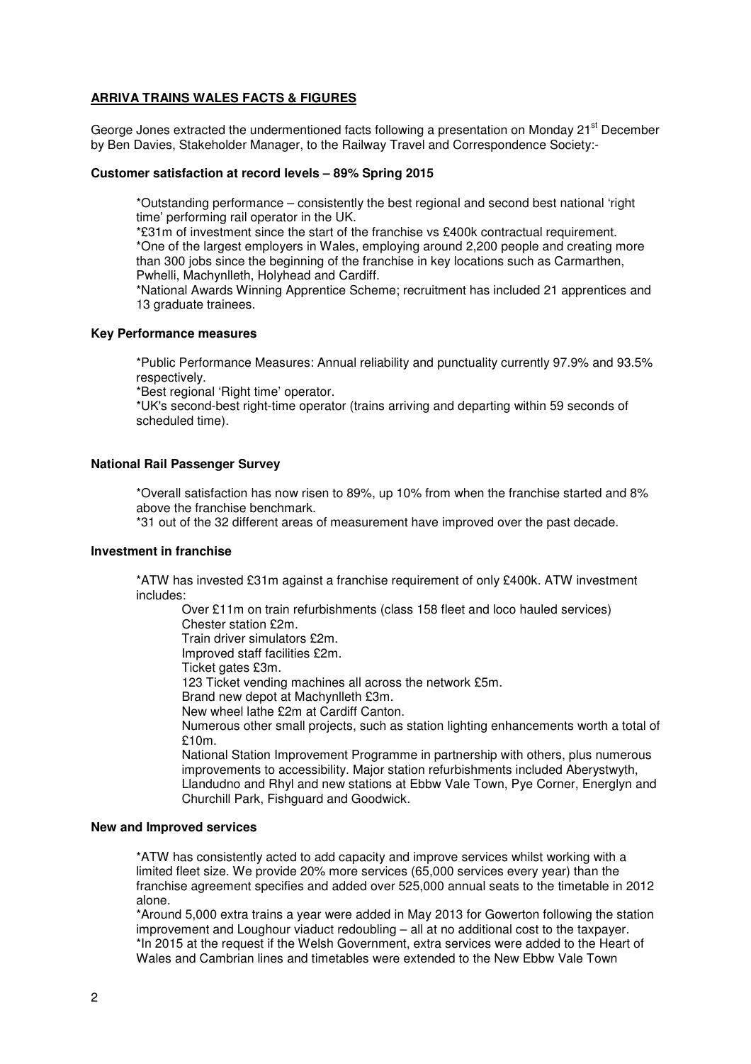**ARRIVA TRAINS WALES FACTS & FIGURES**

George Jones extracted the undermentioned facts following a presentation on Monday 21st December by Ben Davies, Stakeholder Manager, to the Railway Travel and Correspondence Society:-

**Customer satisfaction at record levels – 89% Spring 2015**

*Outstanding performance – consistently the best regional and second best national 'right time' performing rail operator in the UK.
*£31m of investment since the start of the franchise vs £400k contractual requirement.
*One of the largest employers in Wales, employing around 2,200 people and creating more than 300 jobs since the beginning of the franchise in key locations such as Carmarthen, Pwhelli, Machynlleth, Holyhead and Cardiff.
*National Awards Winning Apprentice Scheme; recruitment has included 21 apprentices and 13 graduate trainees.

**Key Performance measures**

*Public Performance Measures: Annual reliability and punctuality currently 97.9% and 93.5% respectively.
*Best regional 'Right time' operator.
*UK's second-best right-time operator (trains arriving and departing within 59 seconds of scheduled time).

**National Rail Passenger Survey**

*Overall satisfaction has now risen to 89%, up 10% from when the franchise started and 8% above the franchise benchmark.
*31 out of the 32 different areas of measurement have improved over the past decade.

**Investment in franchise**

*ATW has invested £31m against a franchise requirement of only £400k. ATW investment includes:

Over £11m on train refurbishments (class 158 fleet and loco hauled services)
Chester station £2m.
Train driver simulators £2m.
Improved staff facilities £2m.
Ticket gates £3m.
123 Ticket vending machines all across the network £5m.
Brand new depot at Machynlleth £3m.
New wheel lathe £2m at Cardiff Canton.
Numerous other small projects, such as station lighting enhancements worth a total of £10m.
National Station Improvement Programme in partnership with others, plus numerous improvements to accessibility. Major station refurbishments included Aberystwyth, Llandudno and Rhyl and new stations at Ebbw Vale Town, Pye Corner, Energlyn and Churchill Park, Fishguard and Goodwick.

**New and Improved services**

*ATW has consistently acted to add capacity and improve services whilst working with a limited fleet size. We provide 20% more services (65,000 services every year) than the franchise agreement specifies and added over 525,000 annual seats to the timetable in 2012 alone.
*Around 5,000 extra trains a year were added in May 2013 for Gowerton following the station improvement and Loughour viaduct redoubling – all at no additional cost to the taxpayer.
*In 2015 at the request if the Welsh Government, extra services were added to the Heart of Wales and Cambrian lines and timetables were extended to the New Ebbw Vale Town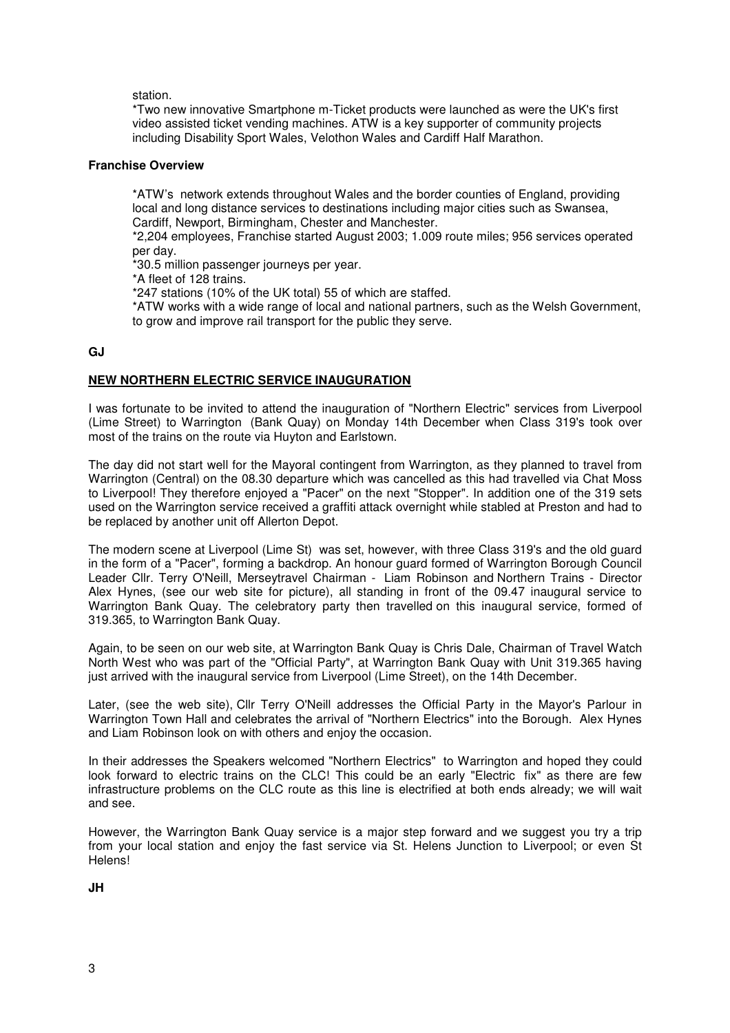station.

*Two new innovative Smartphone m-Ticket products were launched as were the UK's first video assisted ticket vending machines. ATW is a key supporter of community projects including Disability Sport Wales, Velothon Wales and Cardiff Half Marathon.

**Franchise Overview**

*ATW's network extends throughout Wales and the border counties of England, providing local and long distance services to destinations including major cities such as Swansea, Cardiff, Newport, Birmingham, Chester and Manchester.
*2,204 employees, Franchise started August 2003; 1.009 route miles; 956 services operated per day.
*30.5 million passenger journeys per year.
*A fleet of 128 trains.
*247 stations (10% of the UK total) 55 of which are staffed.
*ATW works with a wide range of local and national partners, such as the Welsh Government, to grow and improve rail transport for the public they serve.

**GJ**

## NEW NORTHERN ELECTRIC SERVICE INAUGURATION

I was fortunate to be invited to attend the inauguration of "Northern Electric" services from Liverpool (Lime Street) to Warrington (Bank Quay) on Monday 14th December when Class 319's took over most of the trains on the route via Huyton and Earlstown.

The day did not start well for the Mayoral contingent from Warrington, as they planned to travel from Warrington (Central) on the 08.30 departure which was cancelled as this had travelled via Chat Moss to Liverpool! They therefore enjoyed a "Pacer" on the next "Stopper". In addition one of the 319 sets used on the Warrington service received a graffiti attack overnight while stabled at Preston and had to be replaced by another unit off Allerton Depot.

The modern scene at Liverpool (Lime St) was set, however, with three Class 319's and the old guard in the form of a "Pacer", forming a backdrop. An honour guard formed of Warrington Borough Council Leader Cllr. Terry O'Neill, Merseytravel Chairman - Liam Robinson and Northern Trains - Director Alex Hynes, (see our web site for picture), all standing in front of the 09.47 inaugural service to Warrington Bank Quay. The celebratory party then travelled on this inaugural service, formed of 319.365, to Warrington Bank Quay.

Again, to be seen on our web site, at Warrington Bank Quay is Chris Dale, Chairman of Travel Watch North West who was part of the "Official Party", at Warrington Bank Quay with Unit 319.365 having just arrived with the inaugural service from Liverpool (Lime Street), on the 14th December.

Later, (see the web site), Cllr Terry O'Neill addresses the Official Party in the Mayor's Parlour in Warrington Town Hall and celebrates the arrival of "Northern Electrics" into the Borough. Alex Hynes and Liam Robinson look on with others and enjoy the occasion.

In their addresses the Speakers welcomed "Northern Electrics" to Warrington and hoped they could look forward to electric trains on the CLC! This could be an early "Electric fix" as there are few infrastructure problems on the CLC route as this line is electrified at both ends already; we will wait and see.

However, the Warrington Bank Quay service is a major step forward and we suggest you try a trip from your local station and enjoy the fast service via St. Helens Junction to Liverpool; or even St Helens!

**JH**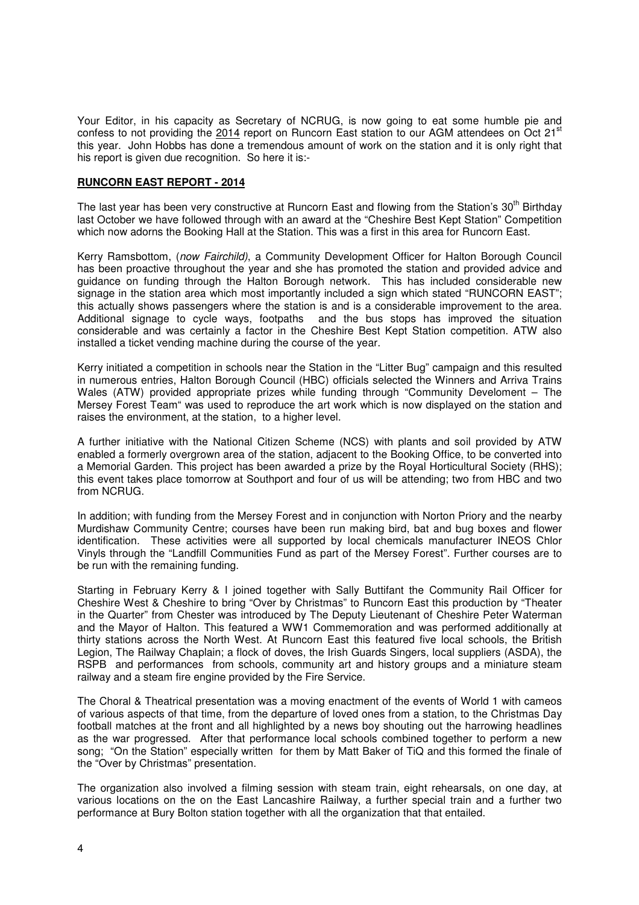Your Editor, in his capacity as Secretary of NCRUG, is now going to eat some humble pie and confess to not providing the 2014 report on Runcorn East station to our AGM attendees on Oct 21st this year. John Hobbs has done a tremendous amount of work on the station and it is only right that his report is given due recognition. So here it is:-

## RUNCORN EAST REPORT - 2014

The last year has been very constructive at Runcorn East and flowing from the Station's 30th Birthday last October we have followed through with an award at the "Cheshire Best Kept Station" Competition which now adorns the Booking Hall at the Station. This was a first in this area for Runcorn East.

Kerry Ramsbottom, (*now Fairchild)*, a Community Development Officer for Halton Borough Council has been proactive throughout the year and she has promoted the station and provided advice and guidance on funding through the Halton Borough network. This has included considerable new signage in the station area which most importantly included a sign which stated "RUNCORN EAST"; this actually shows passengers where the station is and is a considerable improvement to the area. Additional signage to cycle ways, footpaths and the bus stops has improved the situation considerable and was certainly a factor in the Cheshire Best Kept Station competition. ATW also installed a ticket vending machine during the course of the year.

Kerry initiated a competition in schools near the Station in the "Litter Bug" campaign and this resulted in numerous entries, Halton Borough Council (HBC) officials selected the Winners and Arriva Trains Wales (ATW) provided appropriate prizes while funding through "Community Develoment – The Mersey Forest Team" was used to reproduce the art work which is now displayed on the station and raises the environment, at the station, to a higher level.

A further initiative with the National Citizen Scheme (NCS) with plants and soil provided by ATW enabled a formerly overgrown area of the station, adjacent to the Booking Office, to be converted into a Memorial Garden. This project has been awarded a prize by the Royal Horticultural Society (RHS); this event takes place tomorrow at Southport and four of us will be attending; two from HBC and two from NCRUG.

In addition; with funding from the Mersey Forest and in conjunction with Norton Priory and the nearby Murdishaw Community Centre; courses have been run making bird, bat and bug boxes and flower identification. These activities were all supported by local chemicals manufacturer INEOS Chlor Vinyls through the "Landfill Communities Fund as part of the Mersey Forest". Further courses are to be run with the remaining funding.

Starting in February Kerry & I joined together with Sally Buttifant the Community Rail Officer for Cheshire West & Cheshire to bring "Over by Christmas" to Runcorn East this production by "Theater in the Quarter" from Chester was introduced by The Deputy Lieutenant of Cheshire Peter Waterman and the Mayor of Halton. This featured a WW1 Commemoration and was performed additionally at thirty stations across the North West. At Runcorn East this featured five local schools, the British Legion, The Railway Chaplain; a flock of doves, the Irish Guards Singers, local suppliers (ASDA), the RSPB and performances from schools, community art and history groups and a miniature steam railway and a steam fire engine provided by the Fire Service.

The Choral & Theatrical presentation was a moving enactment of the events of World 1 with cameos of various aspects of that time, from the departure of loved ones from a station, to the Christmas Day football matches at the front and all highlighted by a news boy shouting out the harrowing headlines as the war progressed. After that performance local schools combined together to perform a new song; "On the Station" especially written for them by Matt Baker of TiQ and this formed the finale of the "Over by Christmas" presentation.

The organization also involved a filming session with steam train, eight rehearsals, on one day, at various locations on the on the East Lancashire Railway, a further special train and a further two performance at Bury Bolton station together with all the organization that that entailed.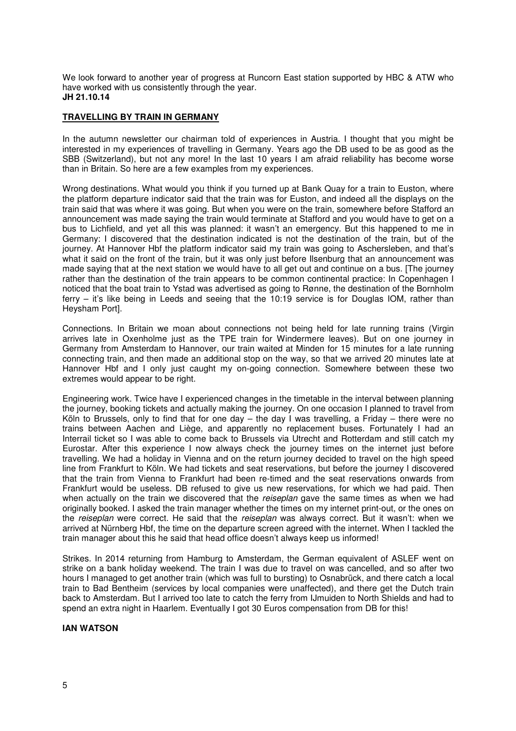We look forward to another year of progress at Runcorn East station supported by HBC & ATW who have worked with us consistently through the year.
**JH 21.10.14**

## TRAVELLING BY TRAIN IN GERMANY

In the autumn newsletter our chairman told of experiences in Austria. I thought that you might be interested in my experiences of travelling in Germany. Years ago the DB used to be as good as the SBB (Switzerland), but not any more! In the last 10 years I am afraid reliability has become worse than in Britain. So here are a few examples from my experiences.

Wrong destinations. What would you think if you turned up at Bank Quay for a train to Euston, where the platform departure indicator said that the train was for Euston, and indeed all the displays on the train said that was where it was going. But when you were on the train, somewhere before Stafford an announcement was made saying the train would terminate at Stafford and you would have to get on a bus to Lichfield, and yet all this was planned: it wasn't an emergency. But this happened to me in Germany: I discovered that the destination indicated is not the destination of the train, but of the journey. At Hannover Hbf the platform indicator said my train was going to Aschersleben, and that's what it said on the front of the train, but it was only just before Ilsenburg that an announcement was made saying that at the next station we would have to all get out and continue on a bus. [The journey rather than the destination of the train appears to be common continental practice: In Copenhagen I noticed that the boat train to Ystad was advertised as going to Rønne, the destination of the Bornholm ferry – it's like being in Leeds and seeing that the 10:19 service is for Douglas IOM, rather than Heysham Port].

Connections. In Britain we moan about connections not being held for late running trains (Virgin arrives late in Oxenholme just as the TPE train for Windermere leaves). But on one journey in Germany from Amsterdam to Hannover, our train waited at Minden for 15 minutes for a late running connecting train, and then made an additional stop on the way, so that we arrived 20 minutes late at Hannover Hbf and I only just caught my on-going connection. Somewhere between these two extremes would appear to be right.

Engineering work. Twice have I experienced changes in the timetable in the interval between planning the journey, booking tickets and actually making the journey. On one occasion I planned to travel from Köln to Brussels, only to find that for one day – the day I was travelling, a Friday – there were no trains between Aachen and Liège, and apparently no replacement buses. Fortunately I had an Interrail ticket so I was able to come back to Brussels via Utrecht and Rotterdam and still catch my Eurostar. After this experience I now always check the journey times on the internet just before travelling. We had a holiday in Vienna and on the return journey decided to travel on the high speed line from Frankfurt to Köln. We had tickets and seat reservations, but before the journey I discovered that the train from Vienna to Frankfurt had been re-timed and the seat reservations onwards from Frankfurt would be useless. DB refused to give us new reservations, for which we had paid. Then when actually on the train we discovered that the *reiseplan* gave the same times as when we had originally booked. I asked the train manager whether the times on my internet print-out, or the ones on the *reiseplan* were correct. He said that the *reiseplan* was always correct. But it wasn't: when we arrived at Nürnberg Hbf, the time on the departure screen agreed with the internet. When I tackled the train manager about this he said that head office doesn't always keep us informed!

Strikes. In 2014 returning from Hamburg to Amsterdam, the German equivalent of ASLEF went on strike on a bank holiday weekend. The train I was due to travel on was cancelled, and so after two hours I managed to get another train (which was full to bursting) to Osnabrück, and there catch a local train to Bad Bentheim (services by local companies were unaffected), and there get the Dutch train back to Amsterdam. But I arrived too late to catch the ferry from IJmuiden to North Shields and had to spend an extra night in Haarlem. Eventually I got 30 Euros compensation from DB for this!

**IAN WATSON**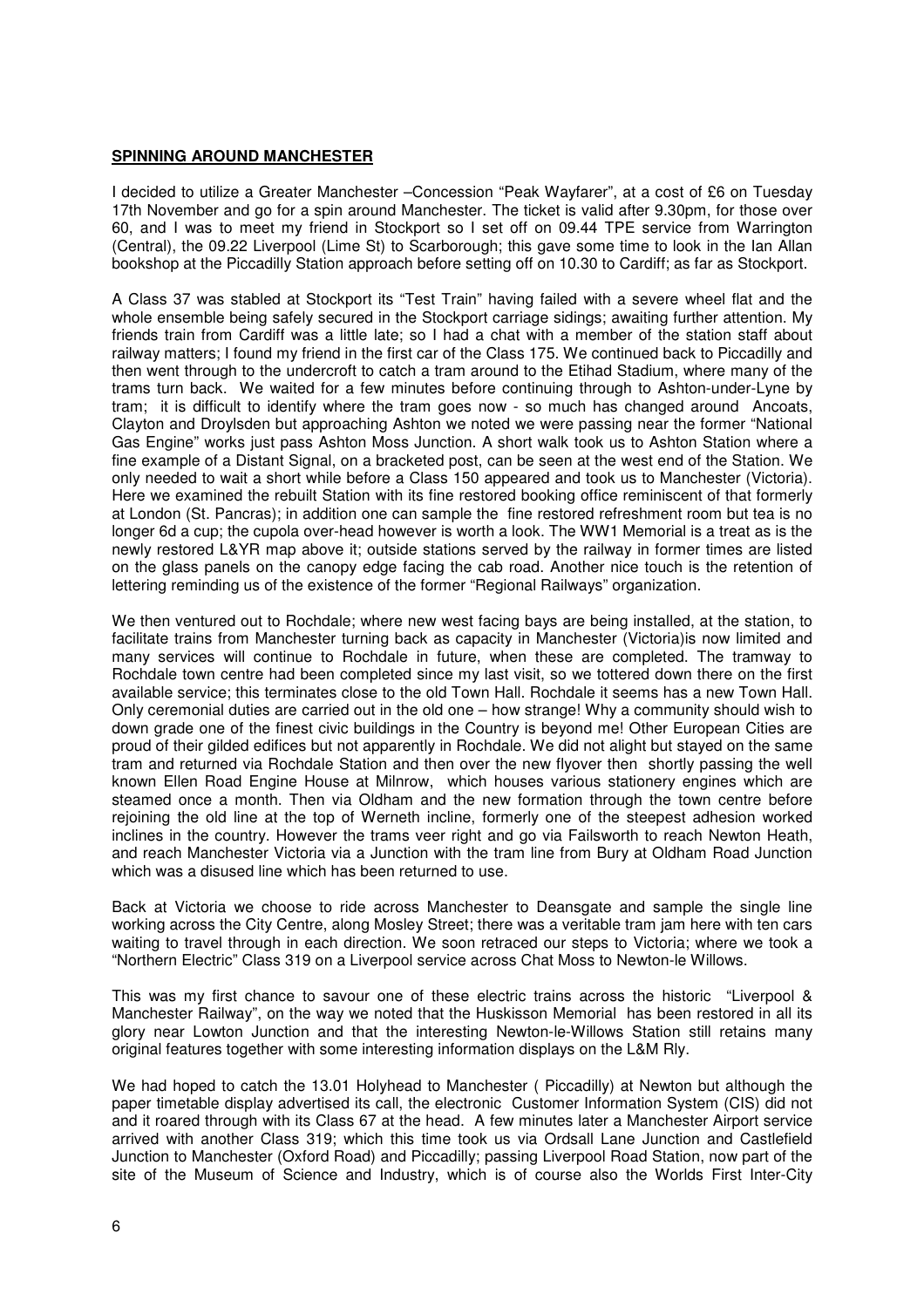## **SPINNING AROUND MANCHESTER**

I decided to utilize a Greater Manchester –Concession "Peak Wayfarer", at a cost of £6 on Tuesday 17th November and go for a spin around Manchester. The ticket is valid after 9.30pm, for those over 60, and I was to meet my friend in Stockport so I set off on 09.44 TPE service from Warrington (Central), the 09.22 Liverpool (Lime St) to Scarborough; this gave some time to look in the Ian Allan bookshop at the Piccadilly Station approach before setting off on 10.30 to Cardiff; as far as Stockport.

A Class 37 was stabled at Stockport its "Test Train" having failed with a severe wheel flat and the whole ensemble being safely secured in the Stockport carriage sidings; awaiting further attention. My friends train from Cardiff was a little late; so I had a chat with a member of the station staff about railway matters; I found my friend in the first car of the Class 175. We continued back to Piccadilly and then went through to the undercroft to catch a tram around to the Etihad Stadium, where many of the trams turn back. We waited for a few minutes before continuing through to Ashton-under-Lyne by tram; it is difficult to identify where the tram goes now - so much has changed around Ancoats, Clayton and Droylsden but approaching Ashton we noted we were passing near the former "National Gas Engine" works just pass Ashton Moss Junction. A short walk took us to Ashton Station where a fine example of a Distant Signal, on a bracketed post, can be seen at the west end of the Station. We only needed to wait a short while before a Class 150 appeared and took us to Manchester (Victoria). Here we examined the rebuilt Station with its fine restored booking office reminiscent of that formerly at London (St. Pancras); in addition one can sample the fine restored refreshment room but tea is no longer 6d a cup; the cupola over-head however is worth a look. The WW1 Memorial is a treat as is the newly restored L&YR map above it; outside stations served by the railway in former times are listed on the glass panels on the canopy edge facing the cab road. Another nice touch is the retention of lettering reminding us of the existence of the former "Regional Railways" organization.

We then ventured out to Rochdale; where new west facing bays are being installed, at the station, to facilitate trains from Manchester turning back as capacity in Manchester (Victoria)is now limited and many services will continue to Rochdale in future, when these are completed. The tramway to Rochdale town centre had been completed since my last visit, so we tottered down there on the first available service; this terminates close to the old Town Hall. Rochdale it seems has a new Town Hall. Only ceremonial duties are carried out in the old one – how strange! Why a community should wish to down grade one of the finest civic buildings in the Country is beyond me! Other European Cities are proud of their gilded edifices but not apparently in Rochdale. We did not alight but stayed on the same tram and returned via Rochdale Station and then over the new flyover then shortly passing the well known Ellen Road Engine House at Milnrow, which houses various stationery engines which are steamed once a month. Then via Oldham and the new formation through the town centre before rejoining the old line at the top of Werneth incline, formerly one of the steepest adhesion worked inclines in the country. However the trams veer right and go via Failsworth to reach Newton Heath, and reach Manchester Victoria via a Junction with the tram line from Bury at Oldham Road Junction which was a disused line which has been returned to use.

Back at Victoria we choose to ride across Manchester to Deansgate and sample the single line working across the City Centre, along Mosley Street; there was a veritable tram jam here with ten cars waiting to travel through in each direction. We soon retraced our steps to Victoria; where we took a "Northern Electric" Class 319 on a Liverpool service across Chat Moss to Newton-le Willows.

This was my first chance to savour one of these electric trains across the historic "Liverpool & Manchester Railway", on the way we noted that the Huskisson Memorial has been restored in all its glory near Lowton Junction and that the interesting Newton-le-Willows Station still retains many original features together with some interesting information displays on the L&M Rly.

We had hoped to catch the 13.01 Holyhead to Manchester ( Piccadilly) at Newton but although the paper timetable display advertised its call, the electronic Customer Information System (CIS) did not and it roared through with its Class 67 at the head. A few minutes later a Manchester Airport service arrived with another Class 319; which this time took us via Ordsall Lane Junction and Castlefield Junction to Manchester (Oxford Road) and Piccadilly; passing Liverpool Road Station, now part of the site of the Museum of Science and Industry, which is of course also the Worlds First Inter-City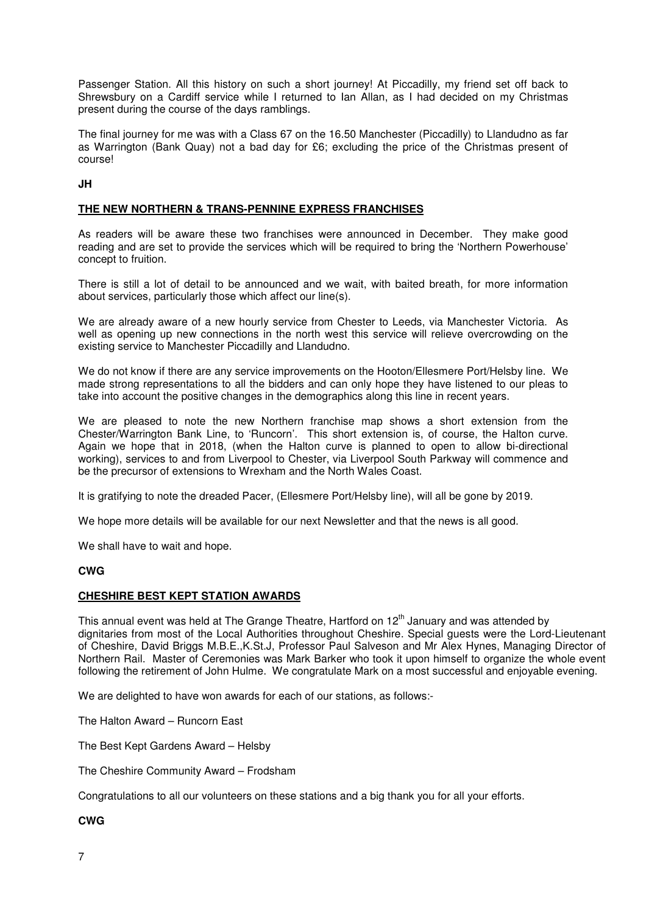Passenger Station. All this history on such a short journey! At Piccadilly, my friend set off back to Shrewsbury on a Cardiff service while I returned to Ian Allan, as I had decided on my Christmas present during the course of the days ramblings.

The final journey for me was with a Class 67 on the 16.50 Manchester (Piccadilly) to Llandudno as far as Warrington (Bank Quay) not a bad day for £6; excluding the price of the Christmas present of course!

**JH**

## THE NEW NORTHERN & TRANS-PENNINE EXPRESS FRANCHISES

As readers will be aware these two franchises were announced in December. They make good reading and are set to provide the services which will be required to bring the 'Northern Powerhouse' concept to fruition.

There is still a lot of detail to be announced and we wait, with baited breath, for more information about services, particularly those which affect our line(s).

We are already aware of a new hourly service from Chester to Leeds, via Manchester Victoria. As well as opening up new connections in the north west this service will relieve overcrowding on the existing service to Manchester Piccadilly and Llandudno.

We do not know if there are any service improvements on the Hooton/Ellesmere Port/Helsby line. We made strong representations to all the bidders and can only hope they have listened to our pleas to take into account the positive changes in the demographics along this line in recent years.

We are pleased to note the new Northern franchise map shows a short extension from the Chester/Warrington Bank Line, to 'Runcorn'. This short extension is, of course, the Halton curve. Again we hope that in 2018, (when the Halton curve is planned to open to allow bi-directional working), services to and from Liverpool to Chester, via Liverpool South Parkway will commence and be the precursor of extensions to Wrexham and the North Wales Coast.

It is gratifying to note the dreaded Pacer, (Ellesmere Port/Helsby line), will all be gone by 2019.

We hope more details will be available for our next Newsletter and that the news is all good.

We shall have to wait and hope.

**CWG**

## CHESHIRE BEST KEPT STATION AWARDS

This annual event was held at The Grange Theatre, Hartford on 12th January and was attended by dignitaries from most of the Local Authorities throughout Cheshire. Special guests were the Lord-Lieutenant of Cheshire, David Briggs M.B.E.,K.St.J, Professor Paul Salveson and Mr Alex Hynes, Managing Director of Northern Rail. Master of Ceremonies was Mark Barker who took it upon himself to organize the whole event following the retirement of John Hulme. We congratulate Mark on a most successful and enjoyable evening.

We are delighted to have won awards for each of our stations, as follows:-

The Halton Award – Runcorn East

The Best Kept Gardens Award – Helsby

The Cheshire Community Award – Frodsham

Congratulations to all our volunteers on these stations and a big thank you for all your efforts.

**CWG**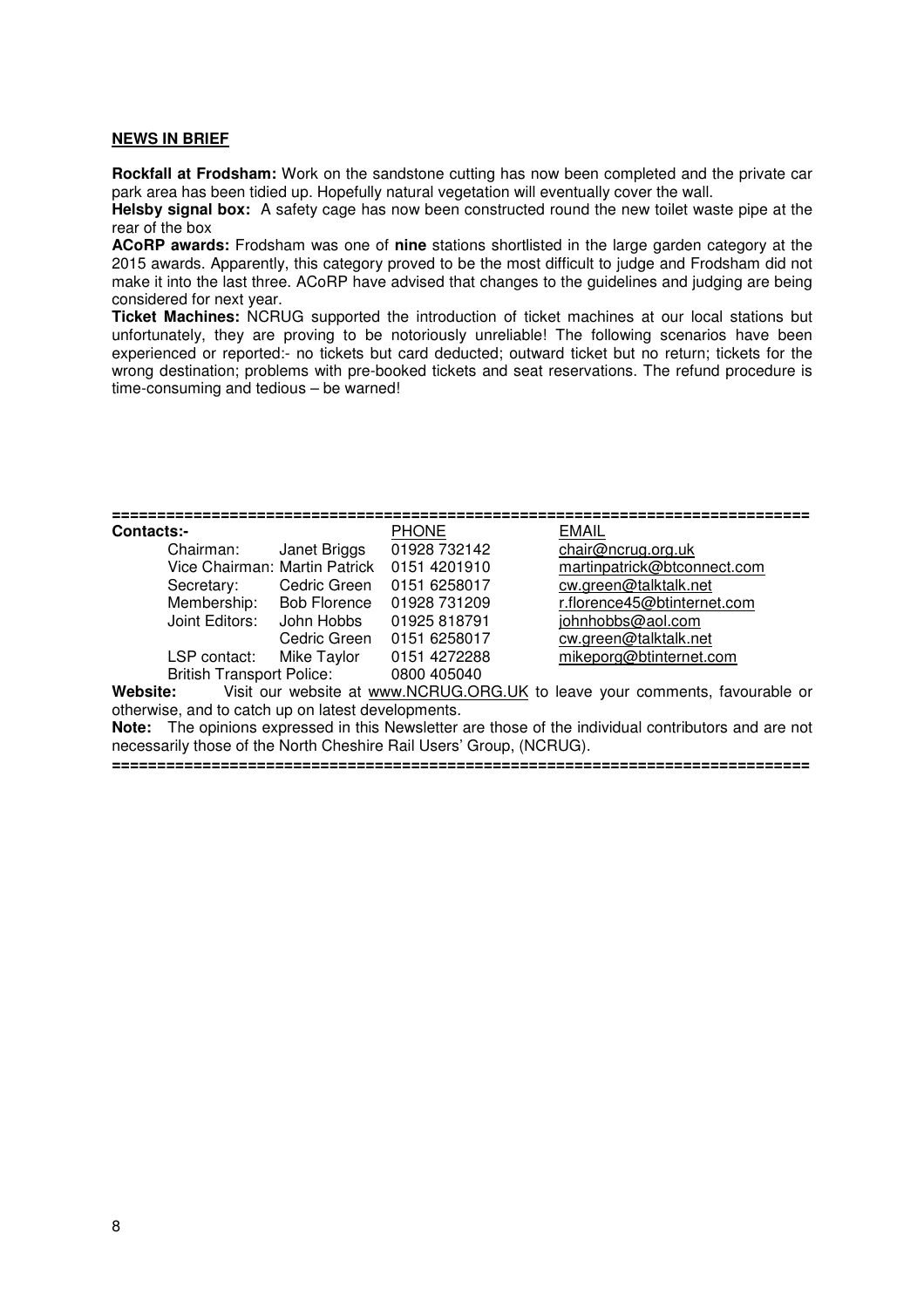**NEWS IN BRIEF**

**Rockfall at Frodsham:** Work on the sandstone cutting has now been completed and the private car park area has been tidied up. Hopefully natural vegetation will eventually cover the wall.

**Helsby signal box:** A safety cage has now been constructed round the new toilet waste pipe at the rear of the box

**ACoRP awards:** Frodsham was one of **nine** stations shortlisted in the large garden category at the 2015 awards. Apparently, this category proved to be the most difficult to judge and Frodsham did not make it into the last three. ACoRP have advised that changes to the guidelines and judging are being considered for next year.

**Ticket Machines:** NCRUG supported the introduction of ticket machines at our local stations but unfortunately, they are proving to be notoriously unreliable! The following scenarios have been experienced or reported:- no tickets but card deducted; outward ticket but no return; tickets for the wrong destination; problems with pre-booked tickets and seat reservations. The refund procedure is time-consuming and tedious – be warned!

---

**Contacts:-**

| | | PHONE | EMAIL |
|---|---|---|---|
| Chairman: | Janet Briggs | 01928 732142 | chair@ncrug.org.uk |
| Vice Chairman: | Martin Patrick | 0151 4201910 | martinpatrick@btconnect.com |
| Secretary: | Cedric Green | 0151 6258017 | cw.green@talktalk.net |
| Membership: | Bob Florence | 01928 731209 | r.florence45@btinternet.com |
| Joint Editors: | John Hobbs | 01925 818791 | johnhobbs@aol.com |
| | Cedric Green | 0151 6258017 | cw.green@talktalk.net |
| LSP contact: | Mike Taylor | 0151 4272288 | mikeporg@btinternet.com |
| British Transport Police: | | 0800 405040 | |

**Website:** Visit our website at www.NCRUG.ORG.UK to leave your comments, favourable or otherwise, and to catch up on latest developments.

**Note:** The opinions expressed in this Newsletter are those of the individual contributors and are not necessarily those of the North Cheshire Rail Users' Group, (NCRUG).

---